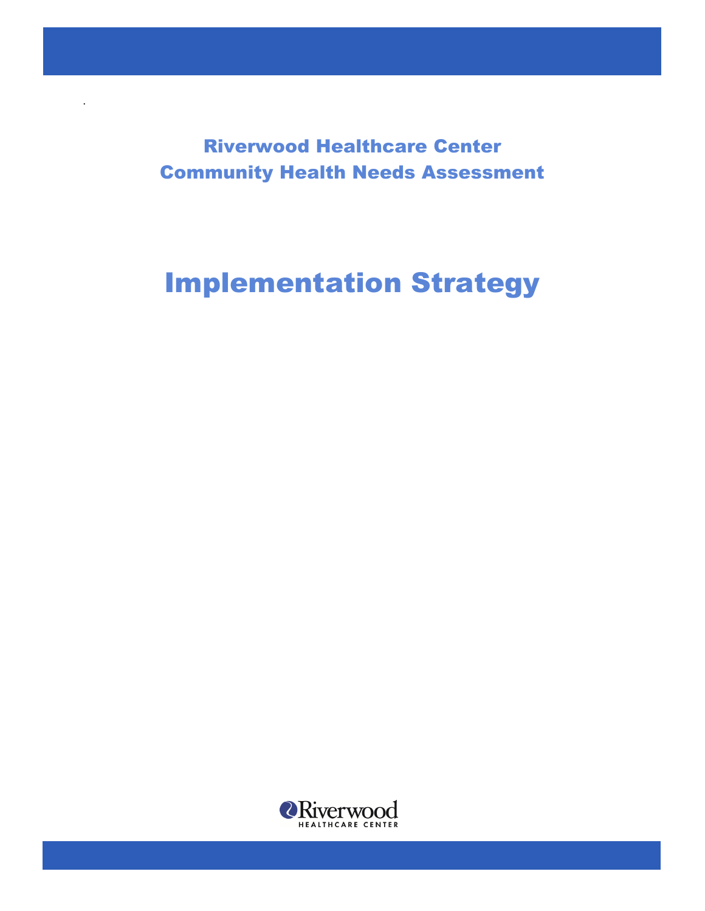# Riverwood Healthcare Center
# Community Health Needs Assessment

# Implementation Strategy

Riverwood
HEALTHCARE CENTER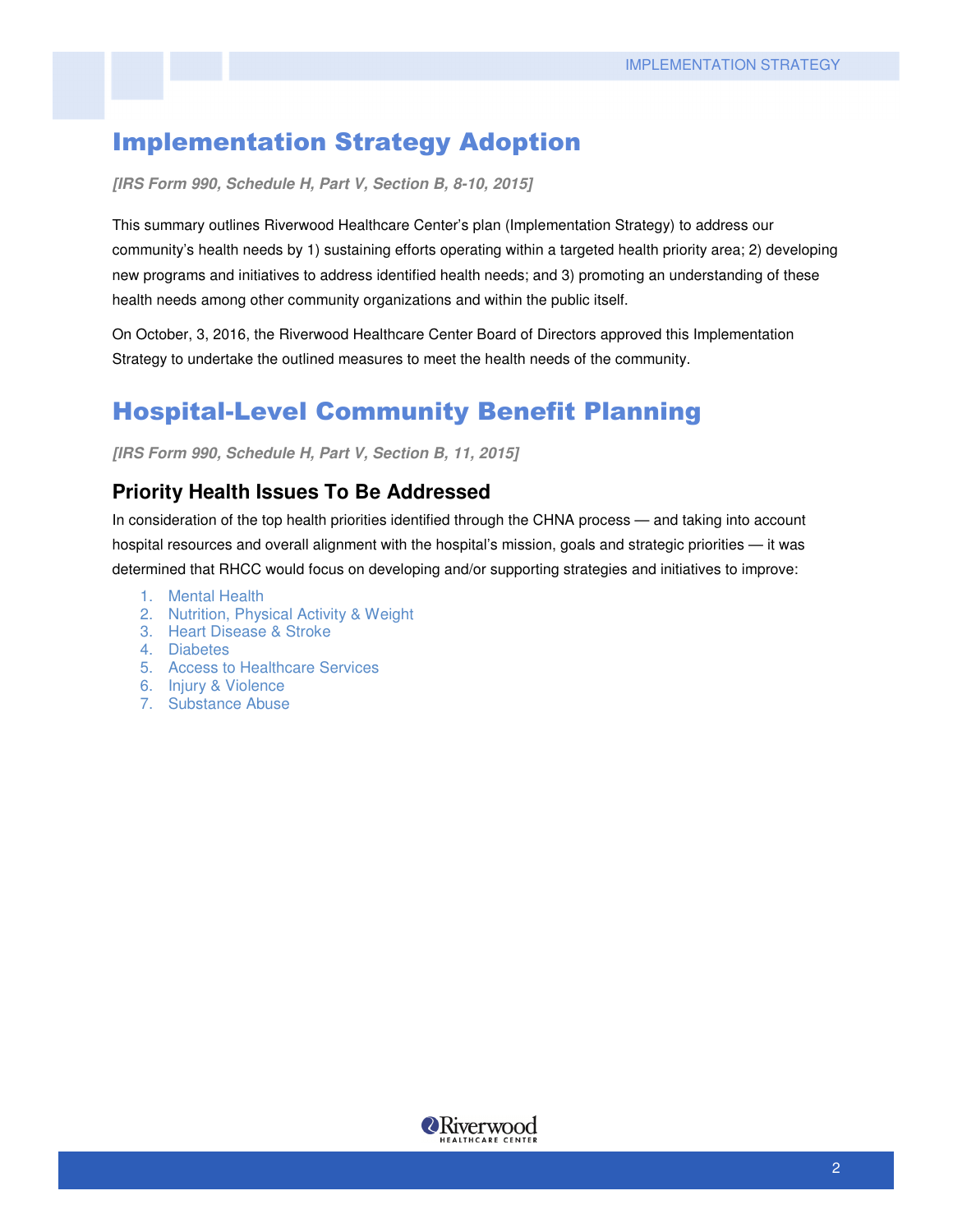# Implementation Strategy Adoption

***[IRS Form 990, Schedule H, Part V, Section B, 8-10, 2015]***

This summary outlines Riverwood Healthcare Center's plan (Implementation Strategy) to address our community's health needs by 1) sustaining efforts operating within a targeted health priority area; 2) developing new programs and initiatives to address identified health needs; and 3) promoting an understanding of these health needs among other community organizations and within the public itself.

On October, 3, 2016, the Riverwood Healthcare Center Board of Directors approved this Implementation Strategy to undertake the outlined measures to meet the health needs of the community.

# Hospital-Level Community Benefit Planning

***[IRS Form 990, Schedule H, Part V, Section B, 11, 2015]***

## Priority Health Issues To Be Addressed

In consideration of the top health priorities identified through the CHNA process — and taking into account hospital resources and overall alignment with the hospital's mission, goals and strategic priorities — it was determined that RHCC would focus on developing and/or supporting strategies and initiatives to improve:

1. Mental Health
2. Nutrition, Physical Activity & Weight
3. Heart Disease & Stroke
4. Diabetes
5. Access to Healthcare Services
6. Injury & Violence
7. Substance Abuse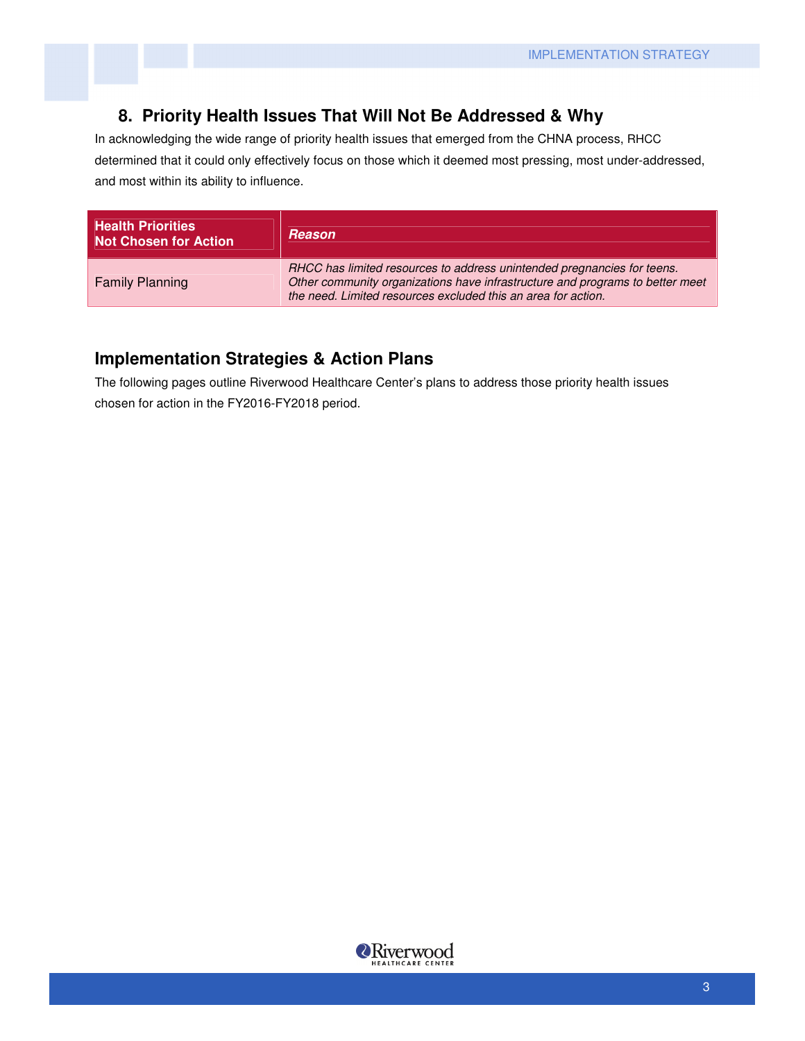## 8. Priority Health Issues That Will Not Be Addressed & Why

In acknowledging the wide range of priority health issues that emerged from the CHNA process, RHCC determined that it could only effectively focus on those which it deemed most pressing, most under-addressed, and most within its ability to influence.

| **Health Priorities Not Chosen for Action** | ***Reason*** |
| --- | --- |
| Family Planning | *RHCC has limited resources to address unintended pregnancies for teens. Other community organizations have infrastructure and programs to better meet the need. Limited resources excluded this an area for action.* |

## Implementation Strategies & Action Plans

The following pages outline Riverwood Healthcare Center's plans to address those priority health issues chosen for action in the FY2016-FY2018 period.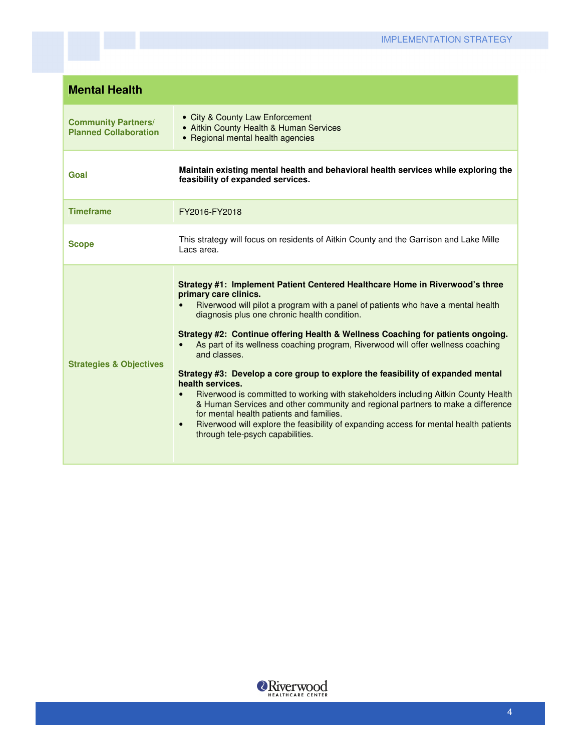| Mental Health | |
|---|---|
| **Community Partners/ Planned Collaboration** | • City & County Law Enforcement<br>• Aitkin County Health & Human Services<br>• Regional mental health agencies |
| **Goal** | **Maintain existing mental health and behavioral health services while exploring the feasibility of expanded services.** |
| **Timeframe** | FY2016-FY2018 |
| **Scope** | This strategy will focus on residents of Aitkin County and the Garrison and Lake Mille Lacs area. |
| **Strategies & Objectives** | **Strategy #1: Implement Patient Centered Healthcare Home in Riverwood's three primary care clinics.**<br>• Riverwood will pilot a program with a panel of patients who have a mental health diagnosis plus one chronic health condition.<br><br>**Strategy #2: Continue offering Health & Wellness Coaching for patients ongoing.**<br>• As part of its wellness coaching program, Riverwood will offer wellness coaching and classes.<br><br>**Strategy #3: Develop a core group to explore the feasibility of expanded mental health services.**<br>• Riverwood is committed to working with stakeholders including Aitkin County Health & Human Services and other community and regional partners to make a difference for mental health patients and families.<br>• Riverwood will explore the feasibility of expanding access for mental health patients through tele-psych capabilities. |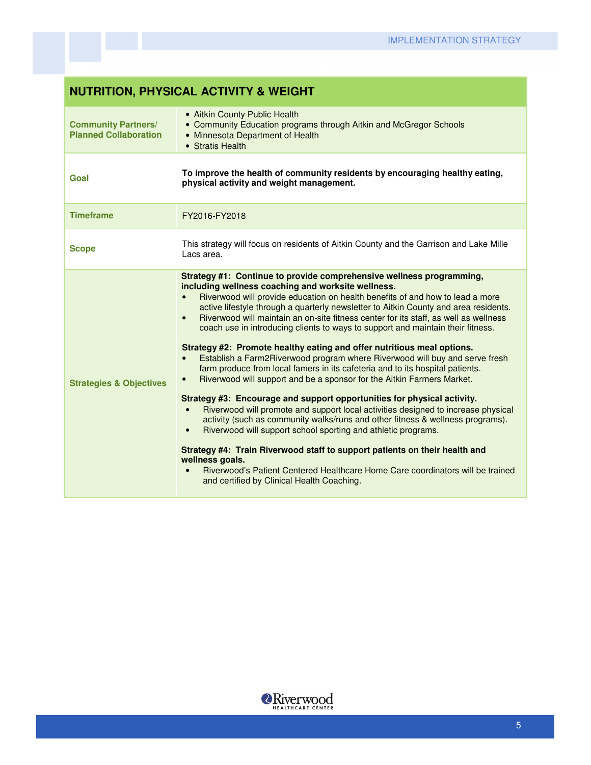## NUTRITION, PHYSICAL ACTIVITY & WEIGHT

| | |
|---|---|
| **Community Partners/ Planned Collaboration** | • Aitkin County Public Health<br>• Community Education programs through Aitkin and McGregor Schools<br>• Minnesota Department of Health<br>• Stratis Health |
| **Goal** | **To improve the health of community residents by encouraging healthy eating, physical activity and weight management.** |
| **Timeframe** | FY2016-FY2018 |
| **Scope** | This strategy will focus on residents of Aitkin County and the Garrison and Lake Mille Lacs area. |
| **Strategies & Objectives** | **Strategy #1: Continue to provide comprehensive wellness programming, including wellness coaching and worksite wellness.**<br>• Riverwood will provide education on health benefits of and how to lead a more active lifestyle through a quarterly newsletter to Aitkin County and area residents.<br>• Riverwood will maintain an on-site fitness center for its staff, as well as wellness coach use in introducing clients to ways to support and maintain their fitness.<br><br>**Strategy #2: Promote healthy eating and offer nutritious meal options.**<br>• Establish a Farm2Riverwood program where Riverwood will buy and serve fresh farm produce from local famers in its cafeteria and to its hospital patients.<br>• Riverwood will support and be a sponsor for the Aitkin Farmers Market.<br><br>**Strategy #3: Encourage and support opportunities for physical activity.**<br>• Riverwood will promote and support local activities designed to increase physical activity (such as community walks/runs and other fitness & wellness programs).<br>• Riverwood will support school sporting and athletic programs.<br><br>**Strategy #4: Train Riverwood staff to support patients on their health and wellness goals.**<br>• Riverwood's Patient Centered Healthcare Home Care coordinators will be trained and certified by Clinical Health Coaching. |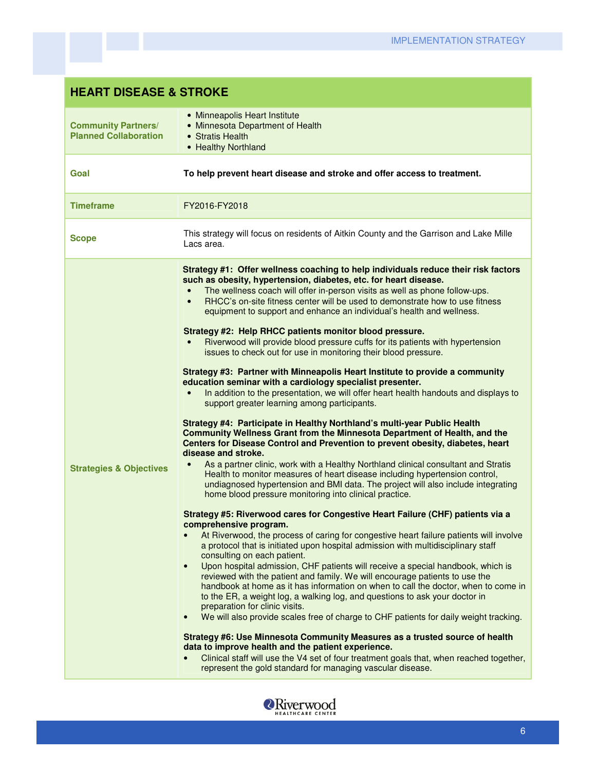## HEART DISEASE & STROKE

| | |
|---|---|
| **Community Partners/ Planned Collaboration** | • Minneapolis Heart Institute<br>• Minnesota Department of Health<br>• Stratis Health<br>• Healthy Northland |
| **Goal** | **To help prevent heart disease and stroke and offer access to treatment.** |
| **Timeframe** | FY2016-FY2018 |
| **Scope** | This strategy will focus on residents of Aitkin County and the Garrison and Lake Mille Lacs area. |
| **Strategies & Objectives** | **Strategy #1: Offer wellness coaching to help individuals reduce their risk factors such as obesity, hypertension, diabetes, etc. for heart disease.**<br>• The wellness coach will offer in-person visits as well as phone follow-ups.<br>• RHCC's on-site fitness center will be used to demonstrate how to use fitness equipment to support and enhance an individual's health and wellness.<br><br>**Strategy #2: Help RHCC patients monitor blood pressure.**<br>• Riverwood will provide blood pressure cuffs for its patients with hypertension issues to check out for use in monitoring their blood pressure.<br><br>**Strategy #3: Partner with Minneapolis Heart Institute to provide a community education seminar with a cardiology specialist presenter.**<br>• In addition to the presentation, we will offer heart health handouts and displays to support greater learning among participants.<br><br>**Strategy #4: Participate in Healthy Northland's multi-year Public Health Community Wellness Grant from the Minnesota Department of Health, and the Centers for Disease Control and Prevention to prevent obesity, diabetes, heart disease and stroke.**<br>• As a partner clinic, work with a Healthy Northland clinical consultant and Stratis Health to monitor measures of heart disease including hypertension control, undiagnosed hypertension and BMI data. The project will also include integrating home blood pressure monitoring into clinical practice.<br><br>**Strategy #5: Riverwood cares for Congestive Heart Failure (CHF) patients via a comprehensive program.**<br>• At Riverwood, the process of caring for congestive heart failure patients will involve a protocol that is initiated upon hospital admission with multidisciplinary staff consulting on each patient.<br>• Upon hospital admission, CHF patients will receive a special handbook, which is reviewed with the patient and family. We will encourage patients to use the handbook at home as it has information on when to call the doctor, when to come in to the ER, a weight log, a walking log, and questions to ask your doctor in preparation for clinic visits.<br>• We will also provide scales free of charge to CHF patients for daily weight tracking.<br><br>**Strategy #6: Use Minnesota Community Measures as a trusted source of health data to improve health and the patient experience.**<br>• Clinical staff will use the V4 set of four treatment goals that, when reached together, represent the gold standard for managing vascular disease. |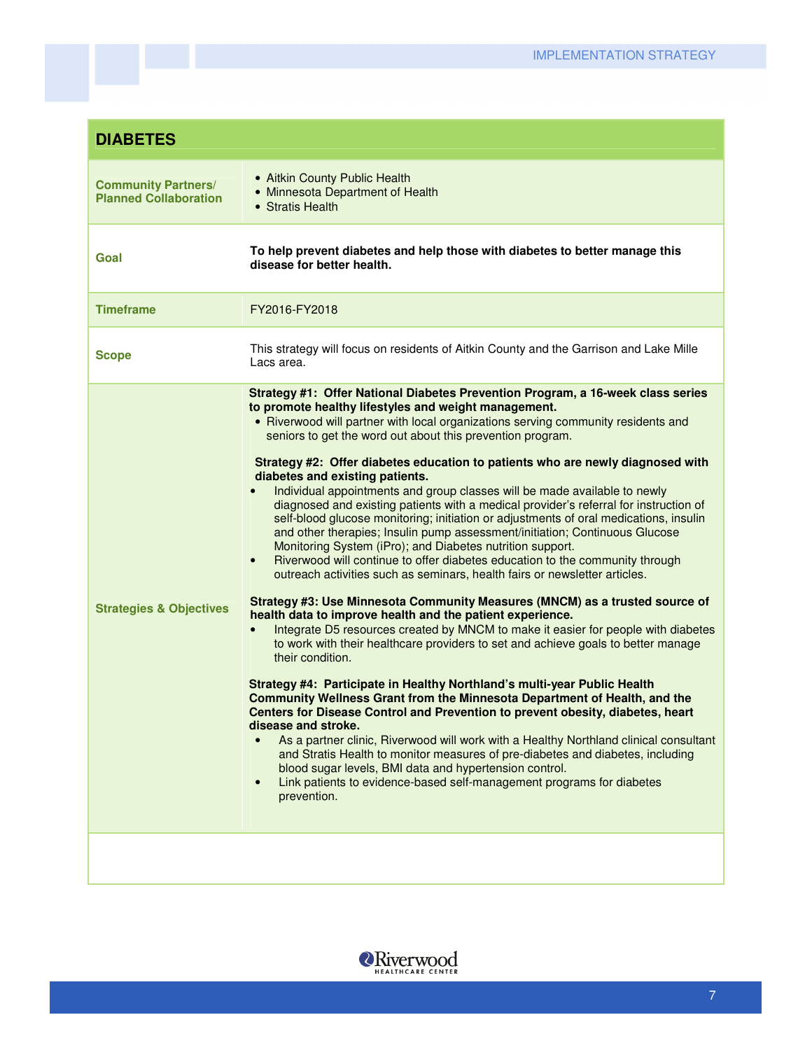## DIABETES

| | |
|---|---|
| **Community Partners/ Planned Collaboration** | • Aitkin County Public Health<br>• Minnesota Department of Health<br>• Stratis Health |
| **Goal** | **To help prevent diabetes and help those with diabetes to better manage this disease for better health.** |
| **Timeframe** | FY2016-FY2018 |
| **Scope** | This strategy will focus on residents of Aitkin County and the Garrison and Lake Mille Lacs area. |
| **Strategies & Objectives** | **Strategy #1: Offer National Diabetes Prevention Program, a 16-week class series to promote healthy lifestyles and weight management.**<br>• Riverwood will partner with local organizations serving community residents and seniors to get the word out about this prevention program.<br><br>**Strategy #2: Offer diabetes education to patients who are newly diagnosed with diabetes and existing patients.**<br>• Individual appointments and group classes will be made available to newly diagnosed and existing patients with a medical provider's referral for instruction of self-blood glucose monitoring; initiation or adjustments of oral medications, insulin and other therapies; Insulin pump assessment/initiation; Continuous Glucose Monitoring System (iPro); and Diabetes nutrition support.<br>• Riverwood will continue to offer diabetes education to the community through outreach activities such as seminars, health fairs or newsletter articles.<br><br>**Strategy #3: Use Minnesota Community Measures (MNCM) as a trusted source of health data to improve health and the patient experience.**<br>• Integrate D5 resources created by MNCM to make it easier for people with diabetes to work with their healthcare providers to set and achieve goals to better manage their condition.<br><br>**Strategy #4: Participate in Healthy Northland's multi-year Public Health Community Wellness Grant from the Minnesota Department of Health, and the Centers for Disease Control and Prevention to prevent obesity, diabetes, heart disease and stroke.**<br>• As a partner clinic, Riverwood will work with a Healthy Northland clinical consultant and Stratis Health to monitor measures of pre-diabetes and diabetes, including blood sugar levels, BMI data and hypertension control.<br>• Link patients to evidence-based self-management programs for diabetes prevention. |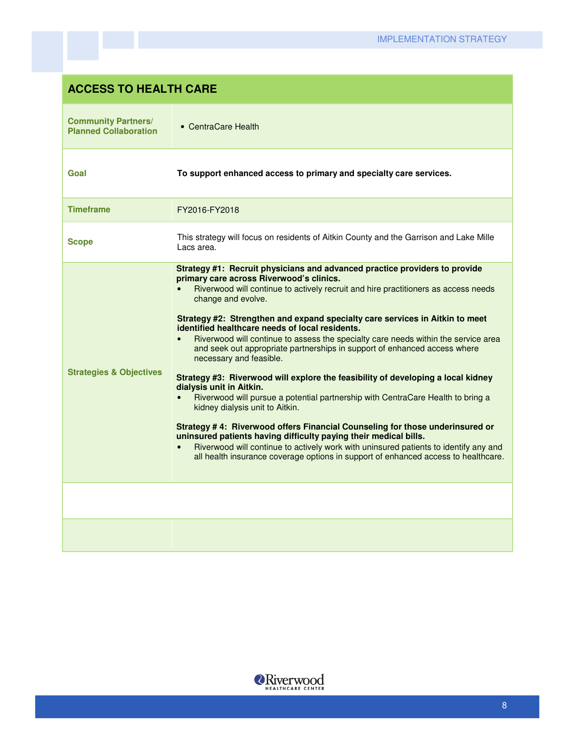## ACCESS TO HEALTH CARE

| | |
|---|---|
| **Community Partners/ Planned Collaboration** | • CentraCare Health |
| **Goal** | **To support enhanced access to primary and specialty care services.** |
| **Timeframe** | FY2016-FY2018 |
| **Scope** | This strategy will focus on residents of Aitkin County and the Garrison and Lake Mille Lacs area. |
| **Strategies & Objectives** | **Strategy #1: Recruit physicians and advanced practice providers to provide primary care across Riverwood's clinics.**<br>• Riverwood will continue to actively recruit and hire practitioners as access needs change and evolve.<br><br>**Strategy #2: Strengthen and expand specialty care services in Aitkin to meet identified healthcare needs of local residents.**<br>• Riverwood will continue to assess the specialty care needs within the service area and seek out appropriate partnerships in support of enhanced access where necessary and feasible.<br><br>**Strategy #3: Riverwood will explore the feasibility of developing a local kidney dialysis unit in Aitkin.**<br>• Riverwood will pursue a potential partnership with CentraCare Health to bring a kidney dialysis unit to Aitkin.<br><br>**Strategy # 4: Riverwood offers Financial Counseling for those underinsured or uninsured patients having difficulty paying their medical bills.**<br>• Riverwood will continue to actively work with uninsured patients to identify any and all health insurance coverage options in support of enhanced access to healthcare. |
| | |
| | |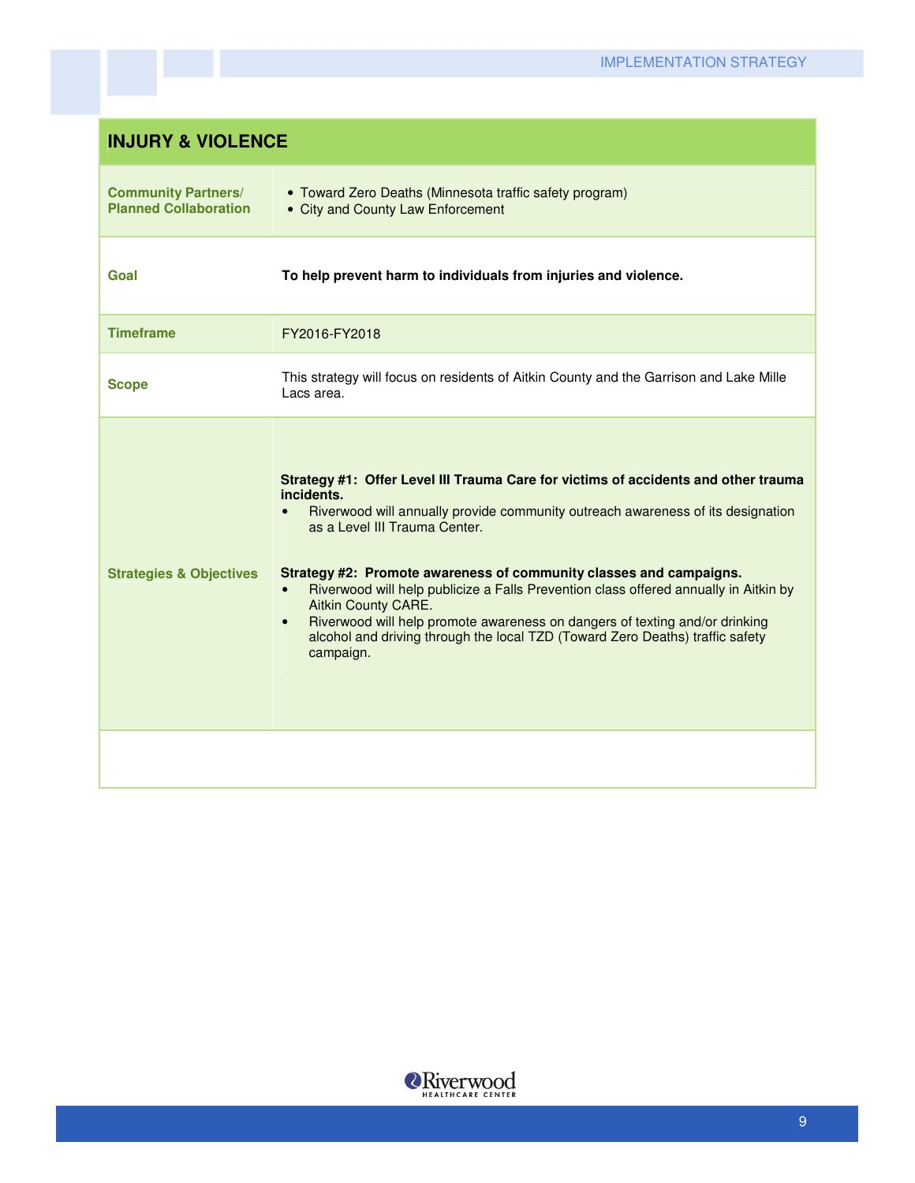| INJURY & VIOLENCE | |
|---|---|
| **Community Partners/ Planned Collaboration** | • Toward Zero Deaths (Minnesota traffic safety program)<br>• City and County Law Enforcement |
| **Goal** | **To help prevent harm to individuals from injuries and violence.** |
| **Timeframe** | FY2016-FY2018 |
| **Scope** | This strategy will focus on residents of Aitkin County and the Garrison and Lake Mille Lacs area. |
| **Strategies & Objectives** | **Strategy #1: Offer Level III Trauma Care for victims of accidents and other trauma incidents.**<br>• Riverwood will annually provide community outreach awareness of its designation as a Level III Trauma Center.<br><br>**Strategy #2: Promote awareness of community classes and campaigns.**<br>• Riverwood will help publicize a Falls Prevention class offered annually in Aitkin by Aitkin County CARE.<br>• Riverwood will help promote awareness on dangers of texting and/or drinking alcohol and driving through the local TZD (Toward Zero Deaths) traffic safety campaign. |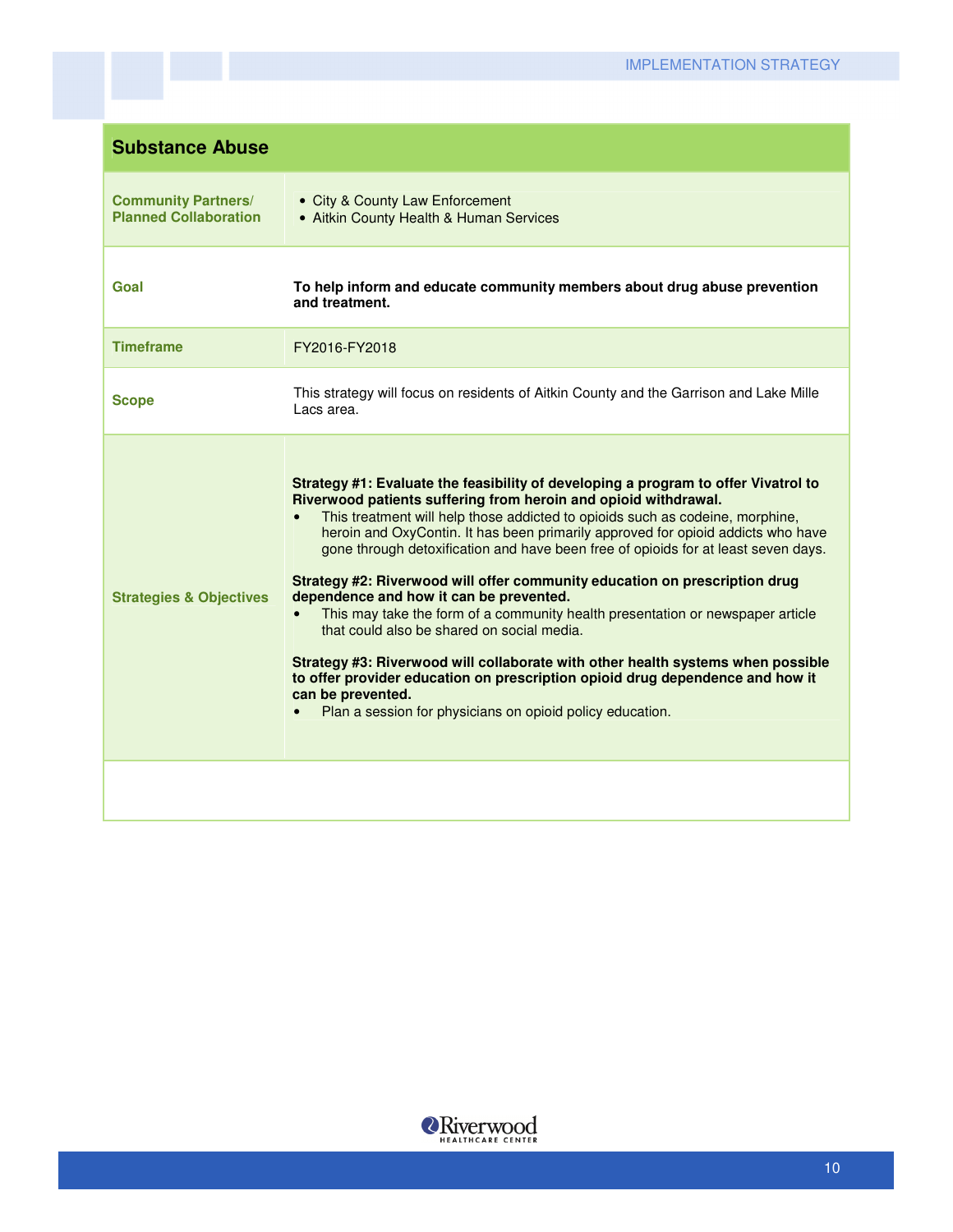## Substance Abuse

| | |
|---|---|
| **Community Partners/ Planned Collaboration** | • City & County Law Enforcement<br>• Aitkin County Health & Human Services |
| **Goal** | **To help inform and educate community members about drug abuse prevention and treatment.** |
| **Timeframe** | FY2016-FY2018 |
| **Scope** | This strategy will focus on residents of Aitkin County and the Garrison and Lake Mille Lacs area. |
| **Strategies & Objectives** | **Strategy #1: Evaluate the feasibility of developing a program to offer Vivatrol to Riverwood patients suffering from heroin and opioid withdrawal.**<br>• This treatment will help those addicted to opioids such as codeine, morphine, heroin and OxyContin. It has been primarily approved for opioid addicts who have gone through detoxification and have been free of opioids for at least seven days.<br><br>**Strategy #2: Riverwood will offer community education on prescription drug dependence and how it can be prevented.**<br>• This may take the form of a community health presentation or newspaper article that could also be shared on social media.<br><br>**Strategy #3: Riverwood will collaborate with other health systems when possible to offer provider education on prescription opioid drug dependence and how it can be prevented.**<br>• Plan a session for physicians on opioid policy education. |